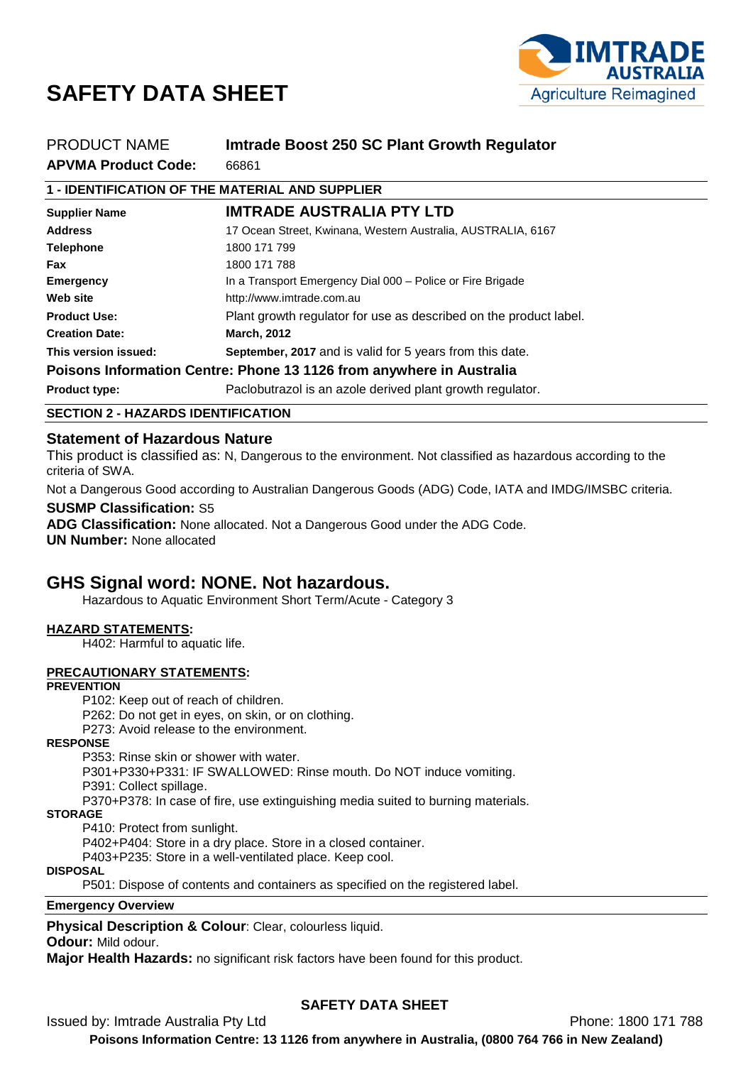# SAFETY DATA SHEET

| | |
|---|---|
| PRODUCT NAME | **Imtrade Boost 250 SC Plant Growth Regulator** |
| **APVMA Product Code:** | 66861 |

## 1 - IDENTIFICATION OF THE MATERIAL AND SUPPLIER

| | |
|---|---|
| **Supplier Name** | **IMTRADE AUSTRALIA PTY LTD** |
| **Address** | 17 Ocean Street, Kwinana, Western Australia, AUSTRALIA, 6167 |
| **Telephone** | 1800 171 799 |
| **Fax** | 1800 171 788 |
| **Emergency** | In a Transport Emergency Dial 000 – Police or Fire Brigade |
| **Web site** | http://www.imtrade.com.au |
| **Product Use:** | Plant growth regulator for use as described on the product label. |
| **Creation Date:** | **March, 2012** |
| **This version issued:** | **September, 2017** and is valid for 5 years from this date. |

**Poisons Information Centre: Phone 13 1126 from anywhere in Australia**

| | |
|---|---|
| **Product type:** | Paclobutrazol is an azole derived plant growth regulator. |

## SECTION 2 - HAZARDS IDENTIFICATION

### Statement of Hazardous Nature

This product is classified as: N, Dangerous to the environment. Not classified as hazardous according to the criteria of SWA.

Not a Dangerous Good according to Australian Dangerous Goods (ADG) Code, IATA and IMDG/IMSBC criteria.

**SUSMP Classification:** S5

**ADG Classification:** None allocated. Not a Dangerous Good under the ADG Code.

**UN Number:** None allocated

## GHS Signal word: NONE. Not hazardous.

Hazardous to Aquatic Environment Short Term/Acute - Category 3

**HAZARD STATEMENTS:**

H402: Harmful to aquatic life.

**PRECAUTIONARY STATEMENTS:**

**PREVENTION**

P102: Keep out of reach of children.
P262: Do not get in eyes, on skin, or on clothing.
P273: Avoid release to the environment.

**RESPONSE**

P353: Rinse skin or shower with water.
P301+P330+P331: IF SWALLOWED: Rinse mouth. Do NOT induce vomiting.
P391: Collect spillage.
P370+P378: In case of fire, use extinguishing media suited to burning materials.

**STORAGE**

P410: Protect from sunlight.
P402+P404: Store in a dry place. Store in a closed container.
P403+P235: Store in a well-ventilated place. Keep cool.

**DISPOSAL**

P501: Dispose of contents and containers as specified on the registered label.

**Emergency Overview**

**Physical Description & Colour**: Clear, colourless liquid.

**Odour:** Mild odour.

**Major Health Hazards:** no significant risk factors have been found for this product.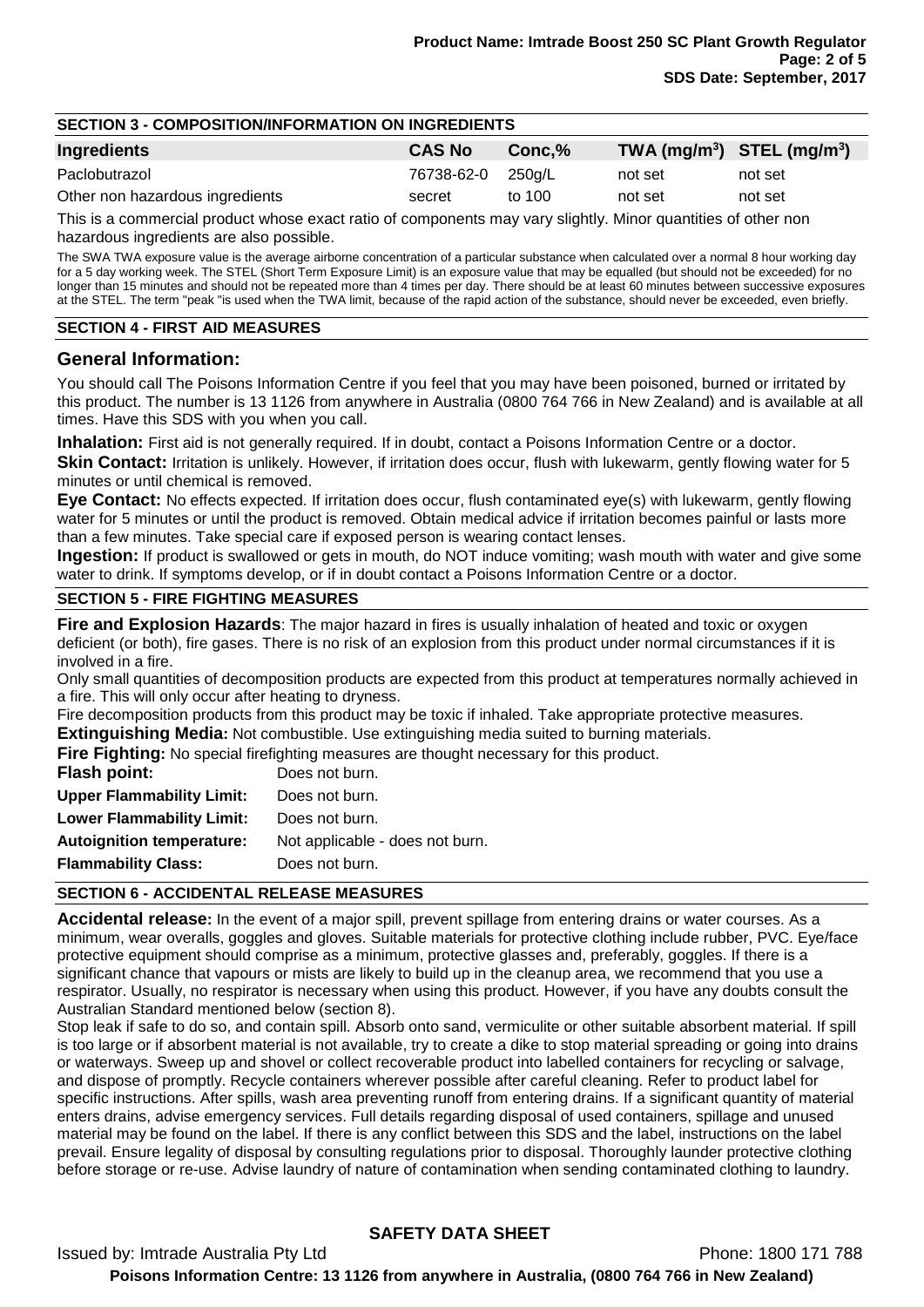## SECTION 3 - COMPOSITION/INFORMATION ON INGREDIENTS

| Ingredients | CAS No | Conc,% | TWA ($mg/m^3$) | STEL ($mg/m^3$) |
|---|---|---|---|---|
| Paclobutrazol | 76738-62-0 | 250g/L | not set | not set |
| Other non hazardous ingredients | secret | to 100 | not set | not set |

This is a commercial product whose exact ratio of components may vary slightly. Minor quantities of other non hazardous ingredients are also possible.

The SWA TWA exposure value is the average airborne concentration of a particular substance when calculated over a normal 8 hour working day for a 5 day working week. The STEL (Short Term Exposure Limit) is an exposure value that may be equalled (but should not be exceeded) for no longer than 15 minutes and should not be repeated more than 4 times per day. There should be at least 60 minutes between successive exposures at the STEL. The term "peak "is used when the TWA limit, because of the rapid action of the substance, should never be exceeded, even briefly.

## SECTION 4 - FIRST AID MEASURES

### General Information:

You should call The Poisons Information Centre if you feel that you may have been poisoned, burned or irritated by this product. The number is 13 1126 from anywhere in Australia (0800 764 766 in New Zealand) and is available at all times. Have this SDS with you when you call.

**Inhalation:** First aid is not generally required. If in doubt, contact a Poisons Information Centre or a doctor.

**Skin Contact:** Irritation is unlikely. However, if irritation does occur, flush with lukewarm, gently flowing water for 5 minutes or until chemical is removed.

**Eye Contact:** No effects expected. If irritation does occur, flush contaminated eye(s) with lukewarm, gently flowing water for 5 minutes or until the product is removed. Obtain medical advice if irritation becomes painful or lasts more than a few minutes. Take special care if exposed person is wearing contact lenses.

**Ingestion:** If product is swallowed or gets in mouth, do NOT induce vomiting; wash mouth with water and give some water to drink. If symptoms develop, or if in doubt contact a Poisons Information Centre or a doctor.

## SECTION 5 - FIRE FIGHTING MEASURES

**Fire and Explosion Hazards**: The major hazard in fires is usually inhalation of heated and toxic or oxygen deficient (or both), fire gases. There is no risk of an explosion from this product under normal circumstances if it is involved in a fire.

Only small quantities of decomposition products are expected from this product at temperatures normally achieved in a fire. This will only occur after heating to dryness.

Fire decomposition products from this product may be toxic if inhaled. Take appropriate protective measures.

**Extinguishing Media:** Not combustible. Use extinguishing media suited to burning materials.

**Fire Fighting:** No special firefighting measures are thought necessary for this product.

| | |
|---|---|
| **Flash point:** | Does not burn. |
| **Upper Flammability Limit:** | Does not burn. |
| **Lower Flammability Limit:** | Does not burn. |
| **Autoignition temperature:** | Not applicable - does not burn. |
| **Flammability Class:** | Does not burn. |

## SECTION 6 - ACCIDENTAL RELEASE MEASURES

**Accidental release:** In the event of a major spill, prevent spillage from entering drains or water courses. As a minimum, wear overalls, goggles and gloves. Suitable materials for protective clothing include rubber, PVC. Eye/face protective equipment should comprise as a minimum, protective glasses and, preferably, goggles. If there is a significant chance that vapours or mists are likely to build up in the cleanup area, we recommend that you use a respirator. Usually, no respirator is necessary when using this product. However, if you have any doubts consult the Australian Standard mentioned below (section 8).

Stop leak if safe to do so, and contain spill. Absorb onto sand, vermiculite or other suitable absorbent material. If spill is too large or if absorbent material is not available, try to create a dike to stop material spreading or going into drains or waterways. Sweep up and shovel or collect recoverable product into labelled containers for recycling or salvage, and dispose of promptly. Recycle containers wherever possible after careful cleaning. Refer to product label for specific instructions. After spills, wash area preventing runoff from entering drains. If a significant quantity of material enters drains, advise emergency services. Full details regarding disposal of used containers, spillage and unused material may be found on the label. If there is any conflict between this SDS and the label, instructions on the label prevail. Ensure legality of disposal by consulting regulations prior to disposal. Thoroughly launder protective clothing before storage or re-use. Advise laundry of nature of contamination when sending contaminated clothing to laundry.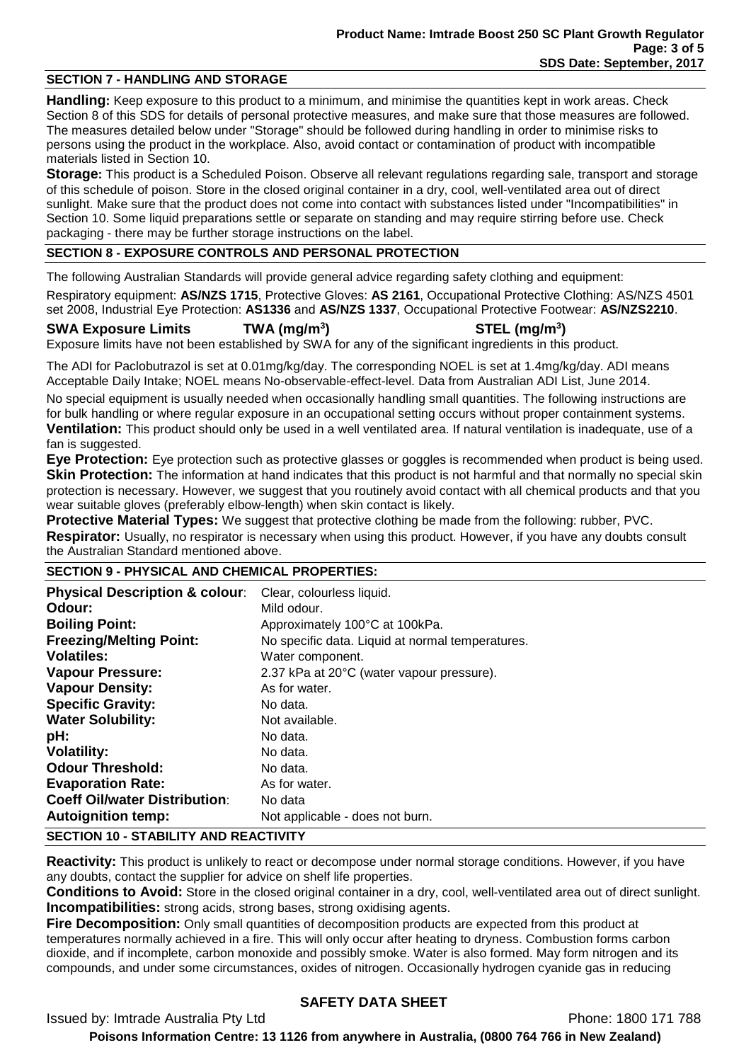## SECTION 7 - HANDLING AND STORAGE

**Handling:** Keep exposure to this product to a minimum, and minimise the quantities kept in work areas. Check Section 8 of this SDS for details of personal protective measures, and make sure that those measures are followed. The measures detailed below under "Storage" should be followed during handling in order to minimise risks to persons using the product in the workplace. Also, avoid contact or contamination of product with incompatible materials listed in Section 10.

**Storage:** This product is a Scheduled Poison. Observe all relevant regulations regarding sale, transport and storage of this schedule of poison. Store in the closed original container in a dry, cool, well-ventilated area out of direct sunlight. Make sure that the product does not come into contact with substances listed under "Incompatibilities" in Section 10. Some liquid preparations settle or separate on standing and may require stirring before use. Check packaging - there may be further storage instructions on the label.

## SECTION 8 - EXPOSURE CONTROLS AND PERSONAL PROTECTION

The following Australian Standards will provide general advice regarding safety clothing and equipment:

Respiratory equipment: **AS/NZS 1715**, Protective Gloves: **AS 2161**, Occupational Protective Clothing: AS/NZS 4501 set 2008, Industrial Eye Protection: **AS1336** and **AS/NZS 1337**, Occupational Protective Footwear: **AS/NZS2210**.

**SWA Exposure Limits** **TWA ($mg/m^3$)** **STEL ($mg/m^3$)**

Exposure limits have not been established by SWA for any of the significant ingredients in this product.

The ADI for Paclobutrazol is set at 0.01mg/kg/day. The corresponding NOEL is set at 1.4mg/kg/day. ADI means Acceptable Daily Intake; NOEL means No-observable-effect-level. Data from Australian ADI List, June 2014.

No special equipment is usually needed when occasionally handling small quantities. The following instructions are for bulk handling or where regular exposure in an occupational setting occurs without proper containment systems.

**Ventilation:** This product should only be used in a well ventilated area. If natural ventilation is inadequate, use of a fan is suggested.

**Eye Protection:** Eye protection such as protective glasses or goggles is recommended when product is being used.

**Skin Protection:** The information at hand indicates that this product is not harmful and that normally no special skin protection is necessary. However, we suggest that you routinely avoid contact with all chemical products and that you wear suitable gloves (preferably elbow-length) when skin contact is likely.

**Protective Material Types:** We suggest that protective clothing be made from the following: rubber, PVC.

**Respirator:** Usually, no respirator is necessary when using this product. However, if you have any doubts consult the Australian Standard mentioned above.

## SECTION 9 - PHYSICAL AND CHEMICAL PROPERTIES:

| | |
|---|---|
| **Physical Description & colour**: | Clear, colourless liquid. |
| **Odour:** | Mild odour. |
| **Boiling Point:** | Approximately 100°C at 100kPa. |
| **Freezing/Melting Point:** | No specific data. Liquid at normal temperatures. |
| **Volatiles:** | Water component. |
| **Vapour Pressure:** | 2.37 kPa at 20°C (water vapour pressure). |
| **Vapour Density:** | As for water. |
| **Specific Gravity:** | No data. |
| **Water Solubility:** | Not available. |
| **pH:** | No data. |
| **Volatility:** | No data. |
| **Odour Threshold:** | No data. |
| **Evaporation Rate:** | As for water. |
| **Coeff Oil/water Distribution**: | No data |
| **Autoignition temp:** | Not applicable - does not burn. |

## SECTION 10 - STABILITY AND REACTIVITY

**Reactivity:** This product is unlikely to react or decompose under normal storage conditions. However, if you have any doubts, contact the supplier for advice on shelf life properties.

**Conditions to Avoid:** Store in the closed original container in a dry, cool, well-ventilated area out of direct sunlight.

**Incompatibilities:** strong acids, strong bases, strong oxidising agents.

**Fire Decomposition:** Only small quantities of decomposition products are expected from this product at temperatures normally achieved in a fire. This will only occur after heating to dryness. Combustion forms carbon dioxide, and if incomplete, carbon monoxide and possibly smoke. Water is also formed. May form nitrogen and its compounds, and under some circumstances, oxides of nitrogen. Occasionally hydrogen cyanide gas in reducing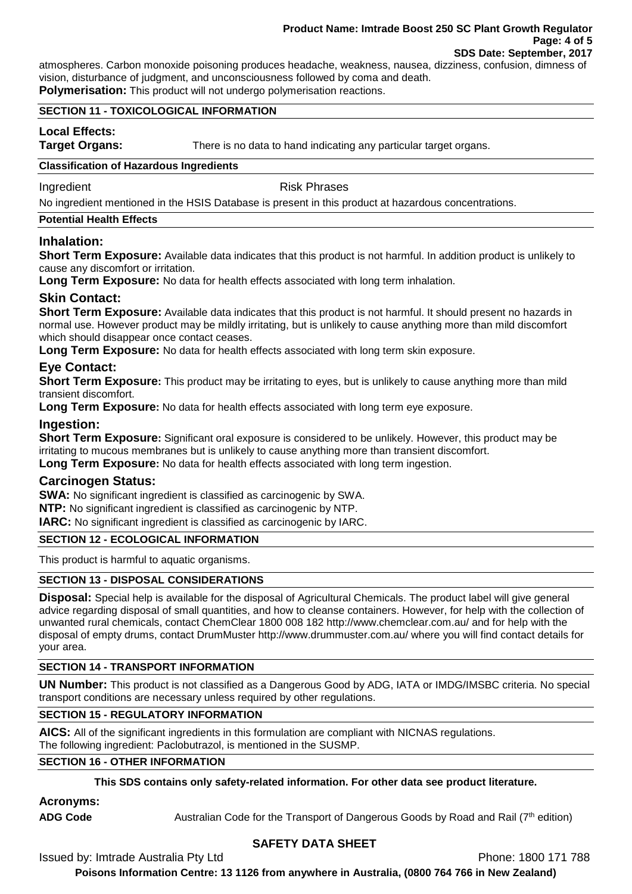atmospheres. Carbon monoxide poisoning produces headache, weakness, nausea, dizziness, confusion, dimness of vision, disturbance of judgment, and unconsciousness followed by coma and death.
**Polymerisation:** This product will not undergo polymerisation reactions.

## SECTION 11 - TOXICOLOGICAL INFORMATION

**Local Effects:**
**Target Organs:** There is no data to hand indicating any particular target organs.

### Classification of Hazardous Ingredients

| Ingredient | Risk Phrases |
|---|---|

No ingredient mentioned in the HSIS Database is present in this product at hazardous concentrations.

### Potential Health Effects

### Inhalation:

**Short Term Exposure:** Available data indicates that this product is not harmful. In addition product is unlikely to cause any discomfort or irritation.
**Long Term Exposure:** No data for health effects associated with long term inhalation.

### Skin Contact:

**Short Term Exposure:** Available data indicates that this product is not harmful. It should present no hazards in normal use. However product may be mildly irritating, but is unlikely to cause anything more than mild discomfort which should disappear once contact ceases.
**Long Term Exposure:** No data for health effects associated with long term skin exposure.

### Eye Contact:

**Short Term Exposure:** This product may be irritating to eyes, but is unlikely to cause anything more than mild transient discomfort.
**Long Term Exposure:** No data for health effects associated with long term eye exposure.

### Ingestion:

**Short Term Exposure:** Significant oral exposure is considered to be unlikely. However, this product may be irritating to mucous membranes but is unlikely to cause anything more than transient discomfort.
**Long Term Exposure:** No data for health effects associated with long term ingestion.

### Carcinogen Status:

**SWA:** No significant ingredient is classified as carcinogenic by SWA.
**NTP:** No significant ingredient is classified as carcinogenic by NTP.
**IARC:** No significant ingredient is classified as carcinogenic by IARC.

## SECTION 12 - ECOLOGICAL INFORMATION

This product is harmful to aquatic organisms.

## SECTION 13 - DISPOSAL CONSIDERATIONS

**Disposal:** Special help is available for the disposal of Agricultural Chemicals. The product label will give general advice regarding disposal of small quantities, and how to cleanse containers. However, for help with the collection of unwanted rural chemicals, contact ChemClear 1800 008 182 http://www.chemclear.com.au/ and for help with the disposal of empty drums, contact DrumMuster http://www.drummuster.com.au/ where you will find contact details for your area.

## SECTION 14 - TRANSPORT INFORMATION

**UN Number:** This product is not classified as a Dangerous Good by ADG, IATA or IMDG/IMSBC criteria. No special transport conditions are necessary unless required by other regulations.

## SECTION 15 - REGULATORY INFORMATION

**AICS:** All of the significant ingredients in this formulation are compliant with NICNAS regulations.
The following ingredient: Paclobutrazol, is mentioned in the SUSMP.

## SECTION 16 - OTHER INFORMATION

**This SDS contains only safety-related information. For other data see product literature.**

### Acronyms:

**ADG Code** Australian Code for the Transport of Dangerous Goods by Road and Rail (7th edition)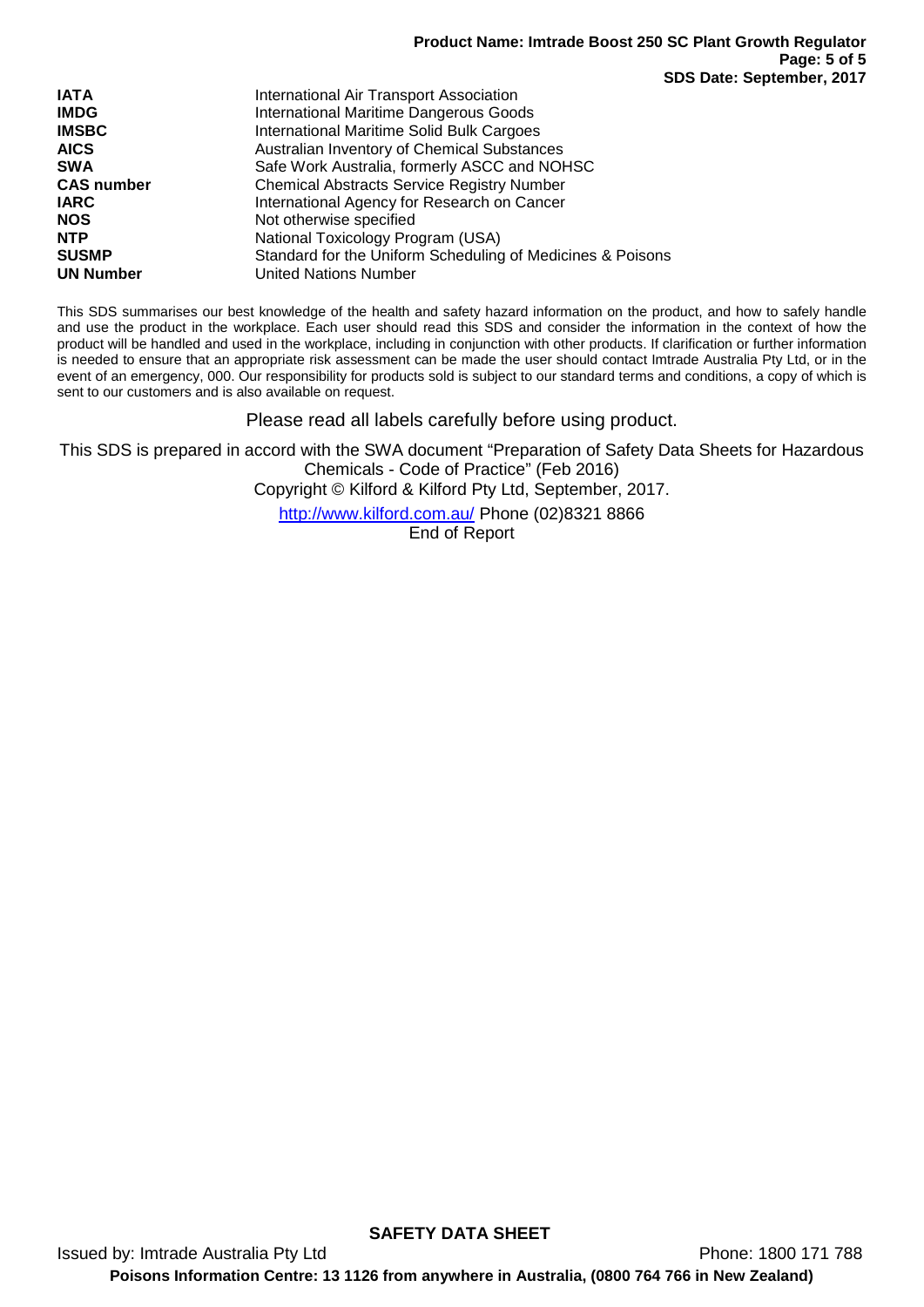| | |
|---|---|
| **IATA** | International Air Transport Association |
| **IMDG** | International Maritime Dangerous Goods |
| **IMSBC** | International Maritime Solid Bulk Cargoes |
| **AICS** | Australian Inventory of Chemical Substances |
| **SWA** | Safe Work Australia, formerly ASCC and NOHSC |
| **CAS number** | Chemical Abstracts Service Registry Number |
| **IARC** | International Agency for Research on Cancer |
| **NOS** | Not otherwise specified |
| **NTP** | National Toxicology Program (USA) |
| **SUSMP** | Standard for the Uniform Scheduling of Medicines & Poisons |
| **UN Number** | United Nations Number |

This SDS summarises our best knowledge of the health and safety hazard information on the product, and how to safely handle and use the product in the workplace. Each user should read this SDS and consider the information in the context of how the product will be handled and used in the workplace, including in conjunction with other products. If clarification or further information is needed to ensure that an appropriate risk assessment can be made the user should contact Imtrade Australia Pty Ltd, or in the event of an emergency, 000. Our responsibility for products sold is subject to our standard terms and conditions, a copy of which is sent to our customers and is also available on request.

Please read all labels carefully before using product.

This SDS is prepared in accord with the SWA document "Preparation of Safety Data Sheets for Hazardous Chemicals - Code of Practice" (Feb 2016)

Copyright © Kilford & Kilford Pty Ltd, September, 2017.

http://www.kilford.com.au/ Phone (02)8321 8866

End of Report